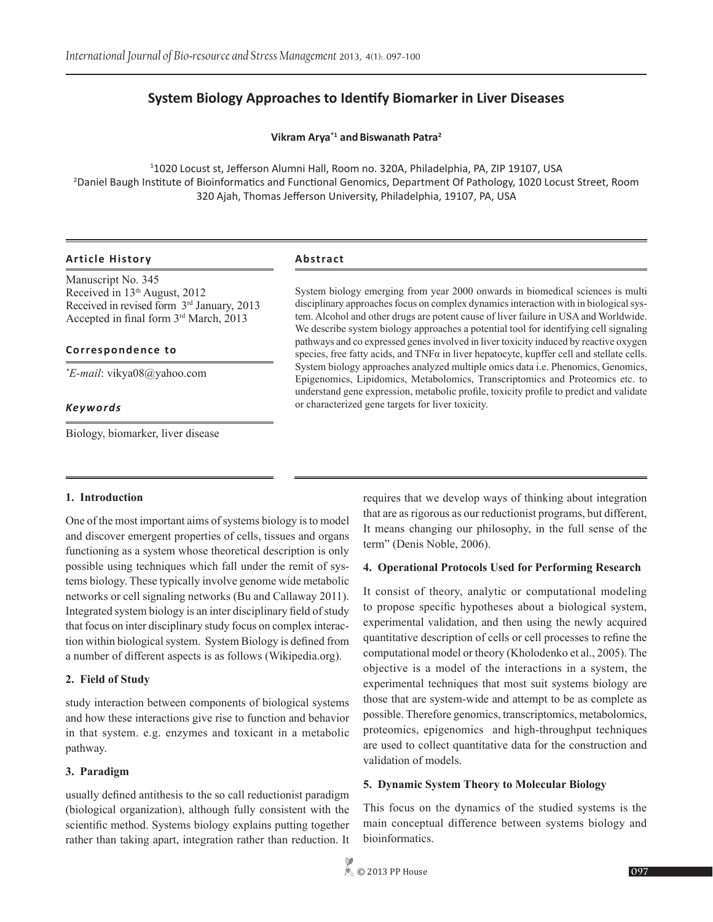# System Biology Approaches to Identify Biomarker in Liver Diseases

**Vikram Arya[*1] and Biswanath Patra[2]**

[1]1020 Locust st, Jefferson Alumni Hall, Room no. 320A, Philadelphia, PA, ZIP 19107, USA
[2]Daniel Baugh Institute of Bioinformatics and Functional Genomics, Department Of Pathology, 1020 Locust Street, Room 320 Ajah, Thomas Jefferson University, Philadelphia, 19107, PA, USA

### Article History

Manuscript No. 345
Received in 13th August, 2012
Received in revised form 3rd January, 2013
Accepted in final form 3rd March, 2013

### Correspondence to

*\*E-mail*: vikya08@yahoo.com

### Keywords

Biology, biomarker, liver disease

### Abstract

System biology emerging from year 2000 onwards in biomedical sciences is multi disciplinary approaches focus on complex dynamics interaction with in biological system. Alcohol and other drugs are potent cause of liver failure in USA and Worldwide. We describe system biology approaches a potential tool for identifying cell signaling pathways and co expressed genes involved in liver toxicity induced by reactive oxygen species, free fatty acids, and TNFα in liver hepatocyte, kupffer cell and stellate cells. System biology approaches analyzed multiple omics data i.e. Phenomics, Genomics, Epigenomics, Lipidomics, Metabolomics, Transcriptomics and Proteomics etc. to understand gene expression, metabolic profile, toxicity profile to predict and validate or characterized gene targets for liver toxicity.

## 1. Introduction

One of the most important aims of systems biology is to model and discover emergent properties of cells, tissues and organs functioning as a system whose theoretical description is only possible using techniques which fall under the remit of systems biology. These typically involve genome wide metabolic networks or cell signaling networks (Bu and Callaway 2011). Integrated system biology is an inter disciplinary field of study that focus on inter disciplinary study focus on complex interaction within biological system. System Biology is defined from a number of different aspects is as follows (Wikipedia.org).

## 2. Field of Study

study interaction between components of biological systems and how these interactions give rise to function and behavior in that system. e.g. enzymes and toxicant in a metabolic pathway.

## 3. Paradigm

usually defined antithesis to the so call reductionist paradigm (biological organization), although fully consistent with the scientific method. Systems biology explains putting together rather than taking apart, integration rather than reduction. It requires that we develop ways of thinking about integration that are as rigorous as our reductionist programs, but different, It means changing our philosophy, in the full sense of the term" (Denis Noble, 2006).

## 4. Operational Protocols Used for Performing Research

It consist of theory, analytic or computational modeling to propose specific hypotheses about a biological system, experimental validation, and then using the newly acquired quantitative description of cells or cell processes to refine the computational model or theory (Kholodenko et al., 2005). The objective is a model of the interactions in a system, the experimental techniques that most suit systems biology are those that are system-wide and attempt to be as complete as possible. Therefore genomics, transcriptomics, metabolomics, proteomics, epigenomics and high-throughput techniques are used to collect quantitative data for the construction and validation of models.

## 5. Dynamic System Theory to Molecular Biology

This focus on the dynamics of the studied systems is the main conceptual difference between systems biology and bioinformatics.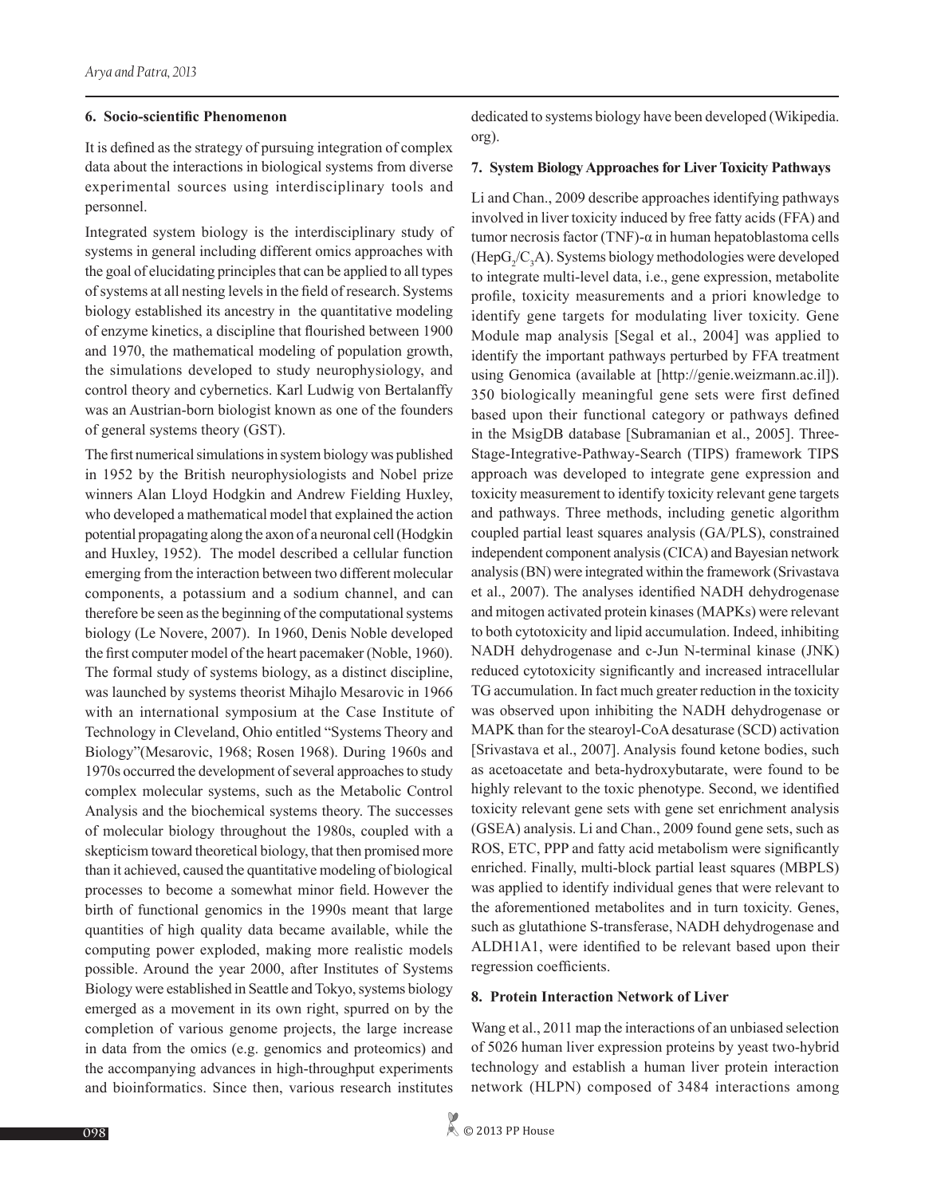#### 6. Socio-scientific Phenomenon

It is defined as the strategy of pursuing integration of complex data about the interactions in biological systems from diverse experimental sources using interdisciplinary tools and personnel.

Integrated system biology is the interdisciplinary study of systems in general including different omics approaches with the goal of elucidating principles that can be applied to all types of systems at all nesting levels in the field of research. Systems biology established its ancestry in the quantitative modeling of enzyme kinetics, a discipline that flourished between 1900 and 1970, the mathematical modeling of population growth, the simulations developed to study neurophysiology, and control theory and cybernetics. Karl Ludwig von Bertalanffy was an Austrian-born biologist known as one of the founders of general systems theory (GST).

The first numerical simulations in system biology was published in 1952 by the British neurophysiologists and Nobel prize winners Alan Lloyd Hodgkin and Andrew Fielding Huxley, who developed a mathematical model that explained the action potential propagating along the axon of a neuronal cell (Hodgkin and Huxley, 1952). The model described a cellular function emerging from the interaction between two different molecular components, a potassium and a sodium channel, and can therefore be seen as the beginning of the computational systems biology (Le Novere, 2007). In 1960, Denis Noble developed the first computer model of the heart pacemaker (Noble, 1960). The formal study of systems biology, as a distinct discipline, was launched by systems theorist Mihajlo Mesarovic in 1966 with an international symposium at the Case Institute of Technology in Cleveland, Ohio entitled "Systems Theory and Biology"(Mesarovic, 1968; Rosen 1968). During 1960s and 1970s occurred the development of several approaches to study complex molecular systems, such as the Metabolic Control Analysis and the biochemical systems theory. The successes of molecular biology throughout the 1980s, coupled with a skepticism toward theoretical biology, that then promised more than it achieved, caused the quantitative modeling of biological processes to become a somewhat minor field. However the birth of functional genomics in the 1990s meant that large quantities of high quality data became available, while the computing power exploded, making more realistic models possible. Around the year 2000, after Institutes of Systems Biology were established in Seattle and Tokyo, systems biology emerged as a movement in its own right, spurred on by the completion of various genome projects, the large increase in data from the omics (e.g. genomics and proteomics) and the accompanying advances in high-throughput experiments and bioinformatics. Since then, various research institutes dedicated to systems biology have been developed (Wikipedia.org).

#### 7. System Biology Approaches for Liver Toxicity Pathways

Li and Chan., 2009 describe approaches identifying pathways involved in liver toxicity induced by free fatty acids (FFA) and tumor necrosis factor (TNF)-α in human hepatoblastoma cells ($HepG_2/C_3A$). Systems biology methodologies were developed to integrate multi-level data, i.e., gene expression, metabolite profile, toxicity measurements and a priori knowledge to identify gene targets for modulating liver toxicity. Gene Module map analysis [Segal et al., 2004] was applied to identify the important pathways perturbed by FFA treatment using Genomica (available at [http://genie.weizmann.ac.il]). 350 biologically meaningful gene sets were first defined based upon their functional category or pathways defined in the MsigDB database [Subramanian et al., 2005]. Three-Stage-Integrative-Pathway-Search (TIPS) framework TIPS approach was developed to integrate gene expression and toxicity measurement to identify toxicity relevant gene targets and pathways. Three methods, including genetic algorithm coupled partial least squares analysis (GA/PLS), constrained independent component analysis (CICA) and Bayesian network analysis (BN) were integrated within the framework (Srivastava et al., 2007). The analyses identified NADH dehydrogenase and mitogen activated protein kinases (MAPKs) were relevant to both cytotoxicity and lipid accumulation. Indeed, inhibiting NADH dehydrogenase and c-Jun N-terminal kinase (JNK) reduced cytotoxicity significantly and increased intracellular TG accumulation. In fact much greater reduction in the toxicity was observed upon inhibiting the NADH dehydrogenase or MAPK than for the stearoyl-CoA desaturase (SCD) activation [Srivastava et al., 2007]. Analysis found ketone bodies, such as acetoacetate and beta-hydroxybutarate, were found to be highly relevant to the toxic phenotype. Second, we identified toxicity relevant gene sets with gene set enrichment analysis (GSEA) analysis. Li and Chan., 2009 found gene sets, such as ROS, ETC, PPP and fatty acid metabolism were significantly enriched. Finally, multi-block partial least squares (MBPLS) was applied to identify individual genes that were relevant to the aforementioned metabolites and in turn toxicity. Genes, such as glutathione S-transferase, NADH dehydrogenase and ALDH1A1, were identified to be relevant based upon their regression coefficients.

#### 8. Protein Interaction Network of Liver

Wang et al., 2011 map the interactions of an unbiased selection of 5026 human liver expression proteins by yeast two-hybrid technology and establish a human liver protein interaction network (HLPN) composed of 3484 interactions among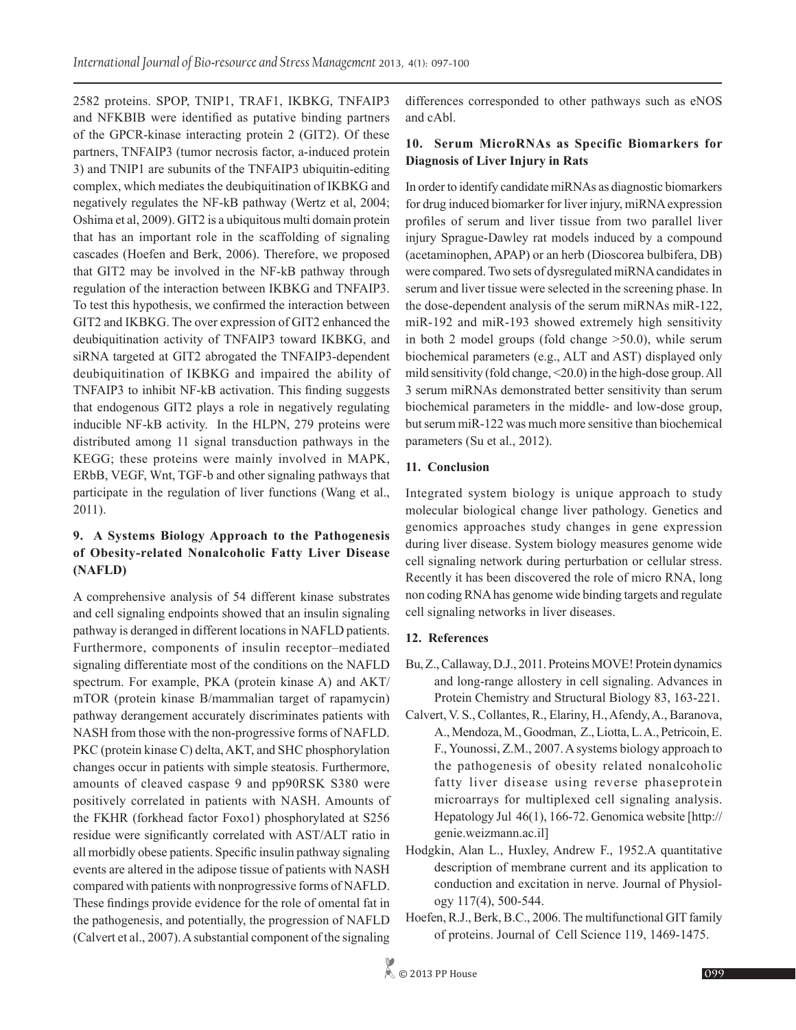2582 proteins. SPOP, TNIP1, TRAF1, IKBKG, TNFAIP3 and NFKBIB were identified as putative binding partners of the GPCR-kinase interacting protein 2 (GIT2). Of these partners, TNFAIP3 (tumor necrosis factor, a-induced protein 3) and TNIP1 are subunits of the TNFAIP3 ubiquitin-editing complex, which mediates the deubiquitination of IKBKG and negatively regulates the NF-kB pathway (Wertz et al, 2004; Oshima et al, 2009). GIT2 is a ubiquitous multi domain protein that has an important role in the scaffolding of signaling cascades (Hoefen and Berk, 2006). Therefore, we proposed that GIT2 may be involved in the NF-kB pathway through regulation of the interaction between IKBKG and TNFAIP3. To test this hypothesis, we confirmed the interaction between GIT2 and IKBKG. The over expression of GIT2 enhanced the deubiquitination activity of TNFAIP3 toward IKBKG, and siRNA targeted at GIT2 abrogated the TNFAIP3-dependent deubiquitination of IKBKG and impaired the ability of TNFAIP3 to inhibit NF-kB activation. This finding suggests that endogenous GIT2 plays a role in negatively regulating inducible NF-kB activity. In the HLPN, 279 proteins were distributed among 11 signal transduction pathways in the KEGG; these proteins were mainly involved in MAPK, ERbB, VEGF, Wnt, TGF-b and other signaling pathways that participate in the regulation of liver functions (Wang et al., 2011).

## 9. A Systems Biology Approach to the Pathogenesis of Obesity-related Nonalcoholic Fatty Liver Disease (NAFLD)

A comprehensive analysis of 54 different kinase substrates and cell signaling endpoints showed that an insulin signaling pathway is deranged in different locations in NAFLD patients. Furthermore, components of insulin receptor–mediated signaling differentiate most of the conditions on the NAFLD spectrum. For example, PKA (protein kinase A) and AKT/mTOR (protein kinase B/mammalian target of rapamycin) pathway derangement accurately discriminates patients with NASH from those with the non-progressive forms of NAFLD. PKC (protein kinase C) delta, AKT, and SHC phosphorylation changes occur in patients with simple steatosis. Furthermore, amounts of cleaved caspase 9 and pp90RSK S380 were positively correlated in patients with NASH. Amounts of the FKHR (forkhead factor Foxo1) phosphorylated at S256 residue were significantly correlated with AST/ALT ratio in all morbidly obese patients. Specific insulin pathway signaling events are altered in the adipose tissue of patients with NASH compared with patients with nonprogressive forms of NAFLD. These findings provide evidence for the role of omental fat in the pathogenesis, and potentially, the progression of NAFLD (Calvert et al., 2007). A substantial component of the signaling differences corresponded to other pathways such as eNOS and cAbl.

## 10. Serum MicroRNAs as Specific Biomarkers for Diagnosis of Liver Injury in Rats

In order to identify candidate miRNAs as diagnostic biomarkers for drug induced biomarker for liver injury, miRNA expression profiles of serum and liver tissue from two parallel liver injury Sprague-Dawley rat models induced by a compound (acetaminophen, APAP) or an herb (Dioscorea bulbifera, DB) were compared. Two sets of dysregulated miRNA candidates in serum and liver tissue were selected in the screening phase. In the dose-dependent analysis of the serum miRNAs miR-122, miR-192 and miR-193 showed extremely high sensitivity in both 2 model groups (fold change >50.0), while serum biochemical parameters (e.g., ALT and AST) displayed only mild sensitivity (fold change, <20.0) in the high-dose group. All 3 serum miRNAs demonstrated better sensitivity than serum biochemical parameters in the middle- and low-dose group, but serum miR-122 was much more sensitive than biochemical parameters (Su et al., 2012).

## 11. Conclusion

Integrated system biology is unique approach to study molecular biological change liver pathology. Genetics and genomics approaches study changes in gene expression during liver disease. System biology measures genome wide cell signaling network during perturbation or cellular stress. Recently it has been discovered the role of micro RNA, long non coding RNA has genome wide binding targets and regulate cell signaling networks in liver diseases.

## 12. References

Bu, Z., Callaway, D.J., 2011. Proteins MOVE! Protein dynamics and long-range allostery in cell signaling. Advances in Protein Chemistry and Structural Biology 83, 163-221.

Calvert, V. S., Collantes, R., Elariny, H., Afendy, A., Baranova, A., Mendoza, M., Goodman, Z., Liotta, L.A., Petricoin, E. F., Younossi, Z.M., 2007. A systems biology approach to the pathogenesis of obesity related nonalcoholic fatty liver disease using reverse phaseprotein microarrays for multiplexed cell signaling analysis. Hepatology Jul 46(1), 166-72. Genomica website [http://genie.weizmann.ac.il]

Hodgkin, Alan L., Huxley, Andrew F., 1952.A quantitative description of membrane current and its application to conduction and excitation in nerve. Journal of Physiology 117(4), 500-544.

Hoefen, R.J., Berk, B.C., 2006. The multifunctional GIT family of proteins. Journal of Cell Science 119, 1469-1475.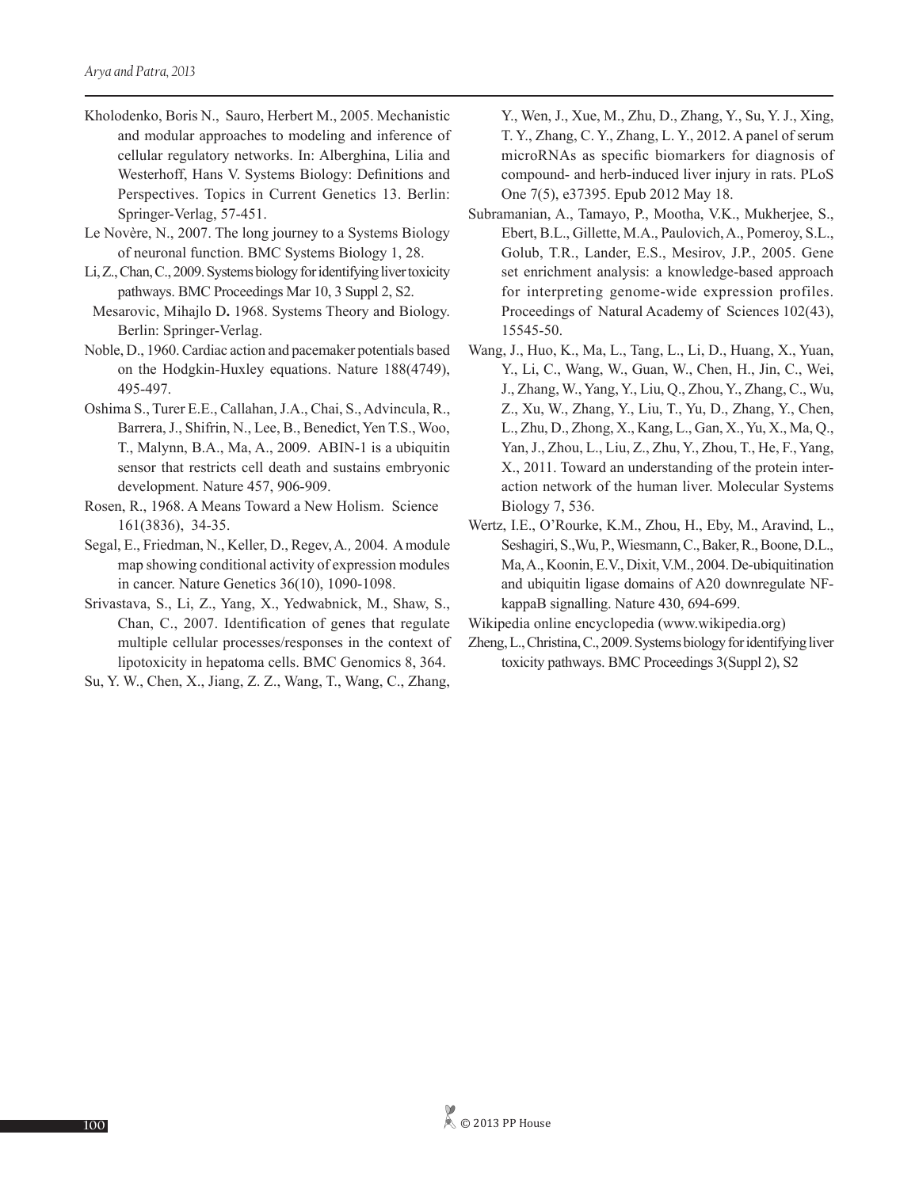Kholodenko, Boris N., Sauro, Herbert M., 2005. Mechanistic and modular approaches to modeling and inference of cellular regulatory networks. In: Alberghina, Lilia and Westerhoff, Hans V. Systems Biology: Definitions and Perspectives. Topics in Current Genetics 13. Berlin: Springer-Verlag, 57-451.

Le Novère, N., 2007. The long journey to a Systems Biology of neuronal function. BMC Systems Biology 1, 28.

Li, Z., Chan, C., 2009. Systems biology for identifying liver toxicity pathways. BMC Proceedings Mar 10, 3 Suppl 2, S2.

Mesarovic, Mihajlo D**.** 1968. Systems Theory and Biology. Berlin: Springer-Verlag.

Noble, D., 1960. Cardiac action and pacemaker potentials based on the Hodgkin-Huxley equations. Nature 188(4749), 495-497.

Oshima S., Turer E.E., Callahan, J.A., Chai, S., Advincula, R., Barrera, J., Shifrin, N., Lee, B., Benedict, Yen T.S., Woo, T., Malynn, B.A., Ma, A., 2009. ABIN-1 is a ubiquitin sensor that restricts cell death and sustains embryonic development. Nature 457, 906-909.

Rosen, R., 1968. A Means Toward a New Holism. Science 161(3836), 34-35.

Segal, E., Friedman, N., Keller, D., Regev, A*.,* 2004. A module map showing conditional activity of expression modules in cancer. Nature Genetics 36(10), 1090-1098.

Srivastava, S., Li, Z., Yang, X., Yedwabnick, M., Shaw, S., Chan, C., 2007. Identification of genes that regulate multiple cellular processes/responses in the context of lipotoxicity in hepatoma cells. BMC Genomics 8, 364.

Su, Y. W., Chen, X., Jiang, Z. Z., Wang, T., Wang, C., Zhang, Y., Wen, J., Xue, M., Zhu, D., Zhang, Y., Su, Y. J., Xing, T. Y., Zhang, C. Y., Zhang, L. Y., 2012. A panel of serum microRNAs as specific biomarkers for diagnosis of compound- and herb-induced liver injury in rats. PLoS One 7(5), e37395. Epub 2012 May 18.

Subramanian, A., Tamayo, P., Mootha, V.K., Mukherjee, S., Ebert, B.L., Gillette, M.A., Paulovich, A., Pomeroy, S.L., Golub, T.R., Lander, E.S., Mesirov, J.P., 2005. Gene set enrichment analysis: a knowledge-based approach for interpreting genome-wide expression profiles. Proceedings of Natural Academy of Sciences 102(43), 15545-50.

Wang, J., Huo, K., Ma, L., Tang, L., Li, D., Huang, X., Yuan, Y., Li, C., Wang, W., Guan, W., Chen, H., Jin, C., Wei, J., Zhang, W., Yang, Y., Liu, Q., Zhou, Y., Zhang, C., Wu, Z., Xu, W., Zhang, Y., Liu, T., Yu, D., Zhang, Y., Chen, L., Zhu, D., Zhong, X., Kang, L., Gan, X., Yu, X., Ma, Q., Yan, J., Zhou, L., Liu, Z., Zhu, Y., Zhou, T., He, F., Yang, X., 2011. Toward an understanding of the protein interaction network of the human liver. Molecular Systems Biology 7, 536.

Wertz, I.E., O'Rourke, K.M., Zhou, H., Eby, M., Aravind, L., Seshagiri, S., Wu, P., Wiesmann, C., Baker, R., Boone, D.L., Ma, A., Koonin, E.V., Dixit, V.M., 2004. De-ubiquitination and ubiquitin ligase domains of A20 downregulate NF-kappaB signalling. Nature 430, 694-699.

Wikipedia online encyclopedia (www.wikipedia.org)

Zheng, L., Christina, C., 2009. Systems biology for identifying liver toxicity pathways. BMC Proceedings 3(Suppl 2), S2